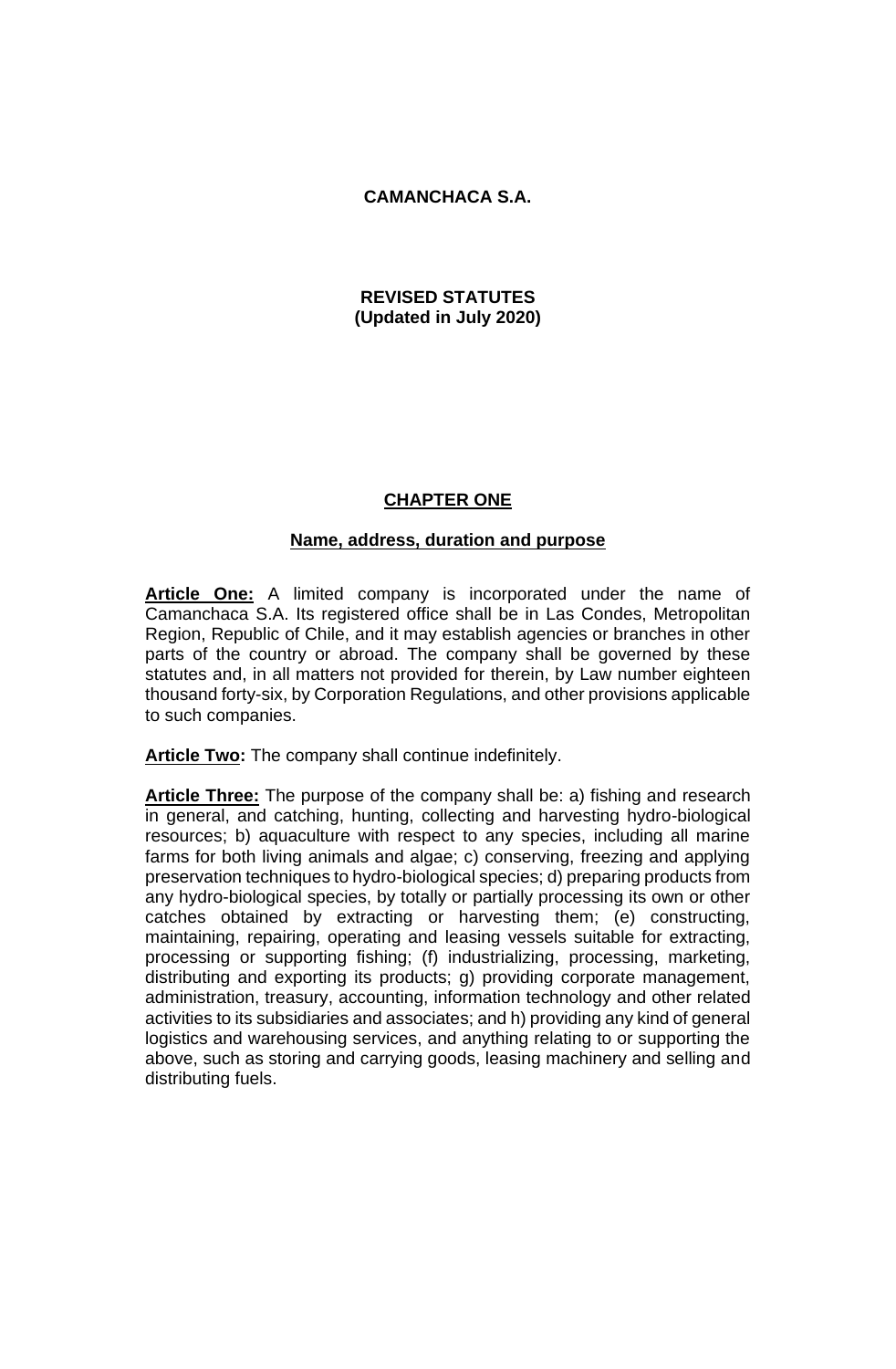# CAMANCHACA S.A.

## REVISED STATUTES
## (Updated in July 2020)

## CHAPTER ONE

### Name, address, duration and purpose

**Article One:** A limited company is incorporated under the name of Camanchaca S.A. Its registered office shall be in Las Condes, Metropolitan Region, Republic of Chile, and it may establish agencies or branches in other parts of the country or abroad. The company shall be governed by these statutes and, in all matters not provided for therein, by Law number eighteen thousand forty-six, by Corporation Regulations, and other provisions applicable to such companies.

**Article Two:** The company shall continue indefinitely.

**Article Three:** The purpose of the company shall be: a) fishing and research in general, and catching, hunting, collecting and harvesting hydro-biological resources; b) aquaculture with respect to any species, including all marine farms for both living animals and algae; c) conserving, freezing and applying preservation techniques to hydro-biological species; d) preparing products from any hydro-biological species, by totally or partially processing its own or other catches obtained by extracting or harvesting them; (e) constructing, maintaining, repairing, operating and leasing vessels suitable for extracting, processing or supporting fishing; (f) industrializing, processing, marketing, distributing and exporting its products; g) providing corporate management, administration, treasury, accounting, information technology and other related activities to its subsidiaries and associates; and h) providing any kind of general logistics and warehousing services, and anything relating to or supporting the above, such as storing and carrying goods, leasing machinery and selling and distributing fuels.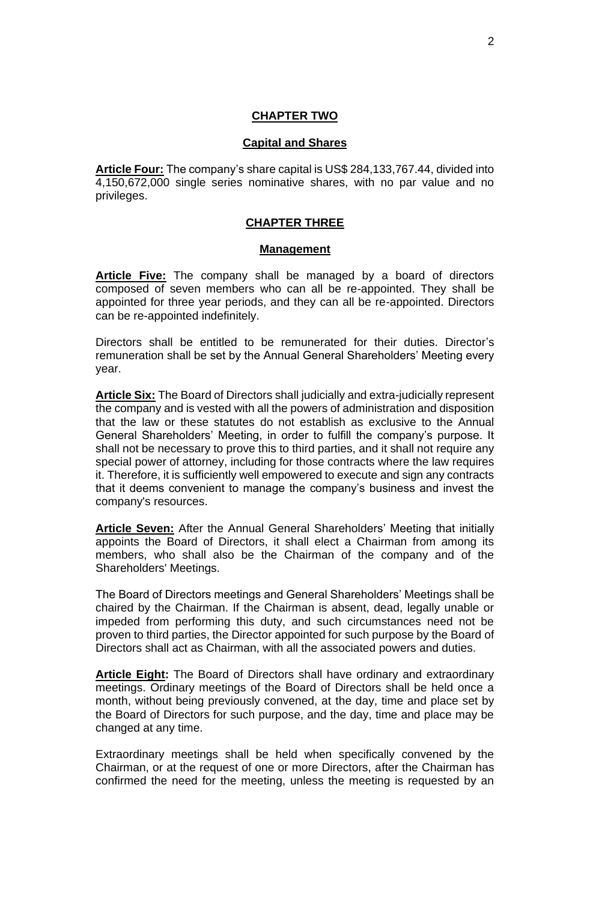## CHAPTER TWO

### Capital and Shares

**Article Four:** The company's share capital is US$ 284,133,767.44, divided into 4,150,672,000 single series nominative shares, with no par value and no privileges.

## CHAPTER THREE

### Management

**Article Five:** The company shall be managed by a board of directors composed of seven members who can all be re-appointed. They shall be appointed for three year periods, and they can all be re-appointed. Directors can be re-appointed indefinitely.

Directors shall be entitled to be remunerated for their duties. Director's remuneration shall be set by the Annual General Shareholders' Meeting every year.

**Article Six:** The Board of Directors shall judicially and extra-judicially represent the company and is vested with all the powers of administration and disposition that the law or these statutes do not establish as exclusive to the Annual General Shareholders' Meeting, in order to fulfill the company's purpose. It shall not be necessary to prove this to third parties, and it shall not require any special power of attorney, including for those contracts where the law requires it. Therefore, it is sufficiently well empowered to execute and sign any contracts that it deems convenient to manage the company's business and invest the company's resources.

**Article Seven:** After the Annual General Shareholders' Meeting that initially appoints the Board of Directors, it shall elect a Chairman from among its members, who shall also be the Chairman of the company and of the Shareholders' Meetings.

The Board of Directors meetings and General Shareholders' Meetings shall be chaired by the Chairman. If the Chairman is absent, dead, legally unable or impeded from performing this duty, and such circumstances need not be proven to third parties, the Director appointed for such purpose by the Board of Directors shall act as Chairman, with all the associated powers and duties.

**Article Eight:** The Board of Directors shall have ordinary and extraordinary meetings. Ordinary meetings of the Board of Directors shall be held once a month, without being previously convened, at the day, time and place set by the Board of Directors for such purpose, and the day, time and place may be changed at any time.

Extraordinary meetings shall be held when specifically convened by the Chairman, or at the request of one or more Directors, after the Chairman has confirmed the need for the meeting, unless the meeting is requested by an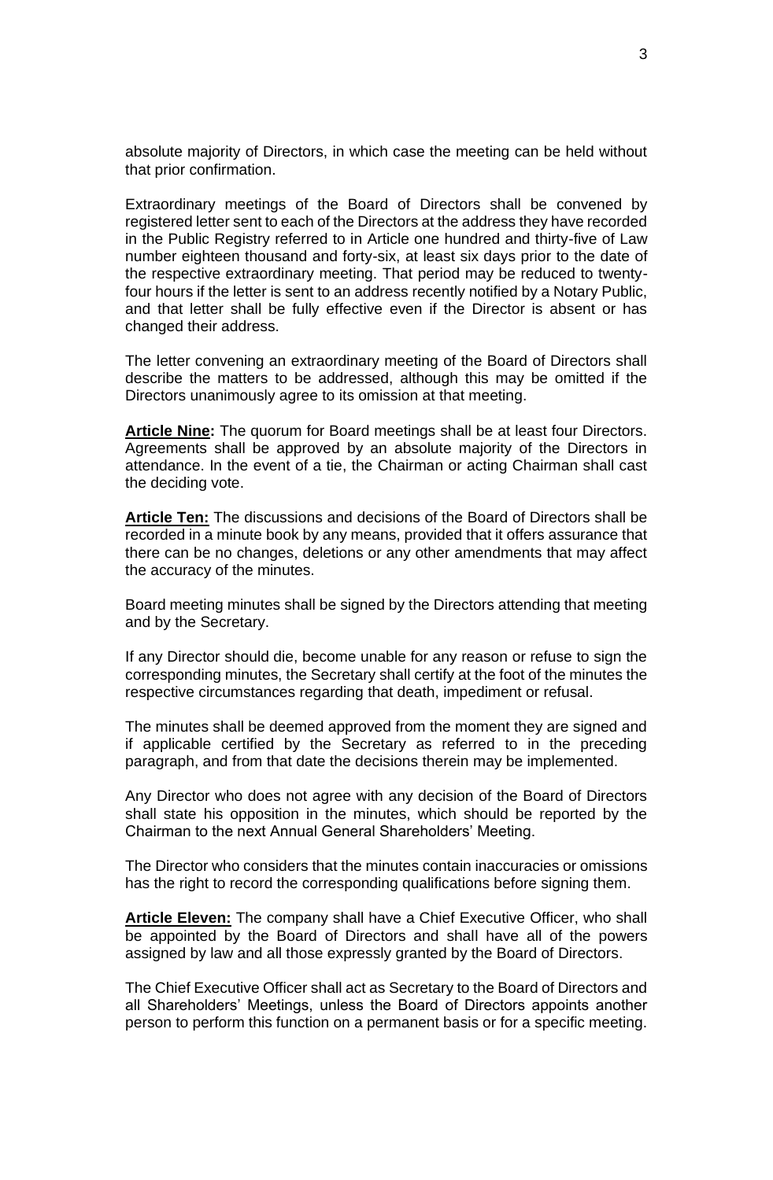absolute majority of Directors, in which case the meeting can be held without that prior confirmation.

Extraordinary meetings of the Board of Directors shall be convened by registered letter sent to each of the Directors at the address they have recorded in the Public Registry referred to in Article one hundred and thirty-five of Law number eighteen thousand and forty-six, at least six days prior to the date of the respective extraordinary meeting. That period may be reduced to twenty-four hours if the letter is sent to an address recently notified by a Notary Public, and that letter shall be fully effective even if the Director is absent or has changed their address.

The letter convening an extraordinary meeting of the Board of Directors shall describe the matters to be addressed, although this may be omitted if the Directors unanimously agree to its omission at that meeting.

**Article Nine:** The quorum for Board meetings shall be at least four Directors. Agreements shall be approved by an absolute majority of the Directors in attendance. In the event of a tie, the Chairman or acting Chairman shall cast the deciding vote.

**Article Ten:** The discussions and decisions of the Board of Directors shall be recorded in a minute book by any means, provided that it offers assurance that there can be no changes, deletions or any other amendments that may affect the accuracy of the minutes.

Board meeting minutes shall be signed by the Directors attending that meeting and by the Secretary.

If any Director should die, become unable for any reason or refuse to sign the corresponding minutes, the Secretary shall certify at the foot of the minutes the respective circumstances regarding that death, impediment or refusal.

The minutes shall be deemed approved from the moment they are signed and if applicable certified by the Secretary as referred to in the preceding paragraph, and from that date the decisions therein may be implemented.

Any Director who does not agree with any decision of the Board of Directors shall state his opposition in the minutes, which should be reported by the Chairman to the next Annual General Shareholders' Meeting.

The Director who considers that the minutes contain inaccuracies or omissions has the right to record the corresponding qualifications before signing them.

**Article Eleven:** The company shall have a Chief Executive Officer, who shall be appointed by the Board of Directors and shall have all of the powers assigned by law and all those expressly granted by the Board of Directors.

The Chief Executive Officer shall act as Secretary to the Board of Directors and all Shareholders' Meetings, unless the Board of Directors appoints another person to perform this function on a permanent basis or for a specific meeting.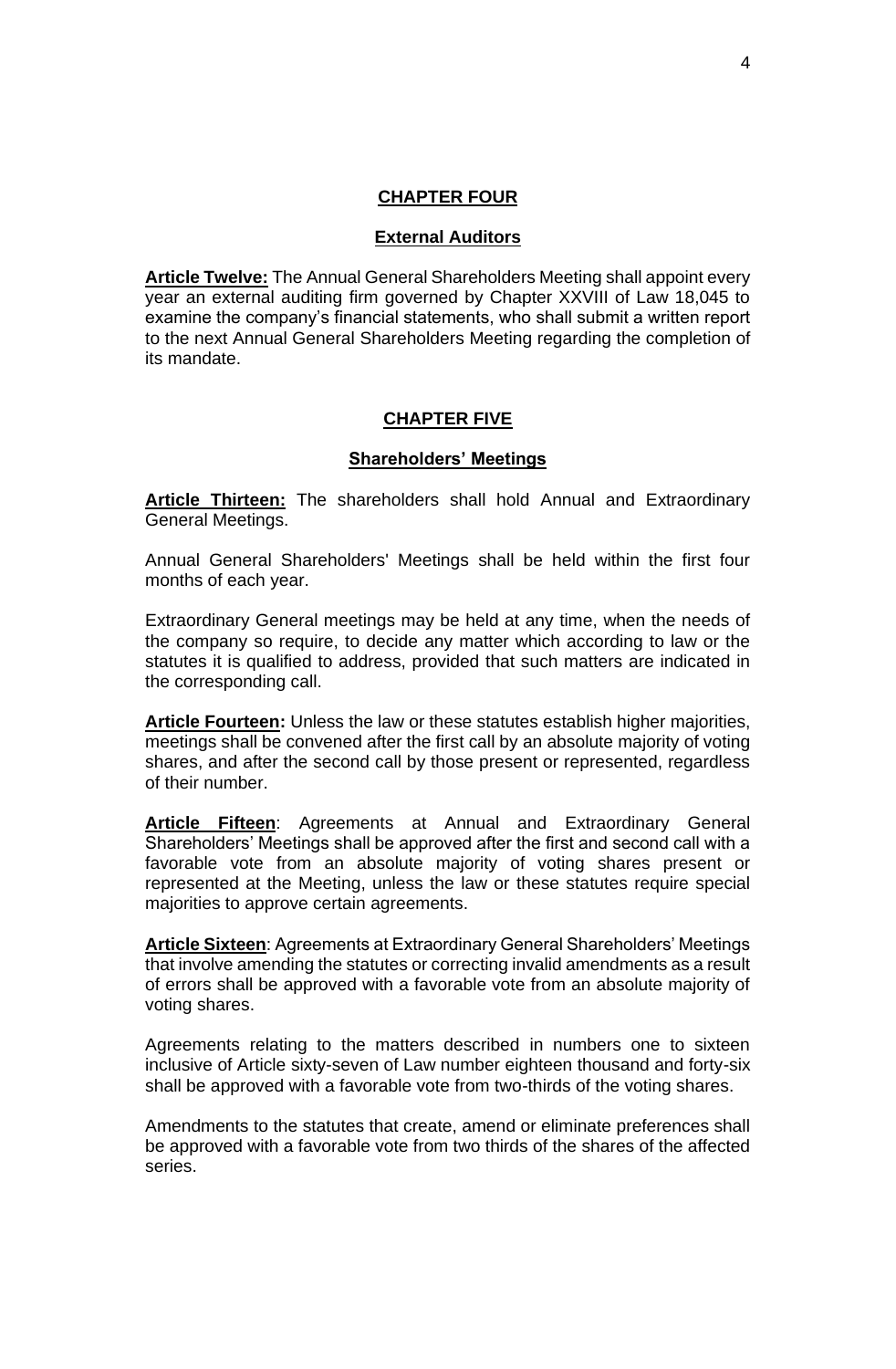## CHAPTER FOUR

### External Auditors

**Article Twelve:** The Annual General Shareholders Meeting shall appoint every year an external auditing firm governed by Chapter XXVIII of Law 18,045 to examine the company's financial statements, who shall submit a written report to the next Annual General Shareholders Meeting regarding the completion of its mandate.

## CHAPTER FIVE

### Shareholders' Meetings

**Article Thirteen:** The shareholders shall hold Annual and Extraordinary General Meetings.

Annual General Shareholders' Meetings shall be held within the first four months of each year.

Extraordinary General meetings may be held at any time, when the needs of the company so require, to decide any matter which according to law or the statutes it is qualified to address, provided that such matters are indicated in the corresponding call.

**Article Fourteen:** Unless the law or these statutes establish higher majorities, meetings shall be convened after the first call by an absolute majority of voting shares, and after the second call by those present or represented, regardless of their number.

**Article Fifteen**: Agreements at Annual and Extraordinary General Shareholders' Meetings shall be approved after the first and second call with a favorable vote from an absolute majority of voting shares present or represented at the Meeting, unless the law or these statutes require special majorities to approve certain agreements.

**Article Sixteen**: Agreements at Extraordinary General Shareholders' Meetings that involve amending the statutes or correcting invalid amendments as a result of errors shall be approved with a favorable vote from an absolute majority of voting shares.

Agreements relating to the matters described in numbers one to sixteen inclusive of Article sixty-seven of Law number eighteen thousand and forty-six shall be approved with a favorable vote from two-thirds of the voting shares.

Amendments to the statutes that create, amend or eliminate preferences shall be approved with a favorable vote from two thirds of the shares of the affected series.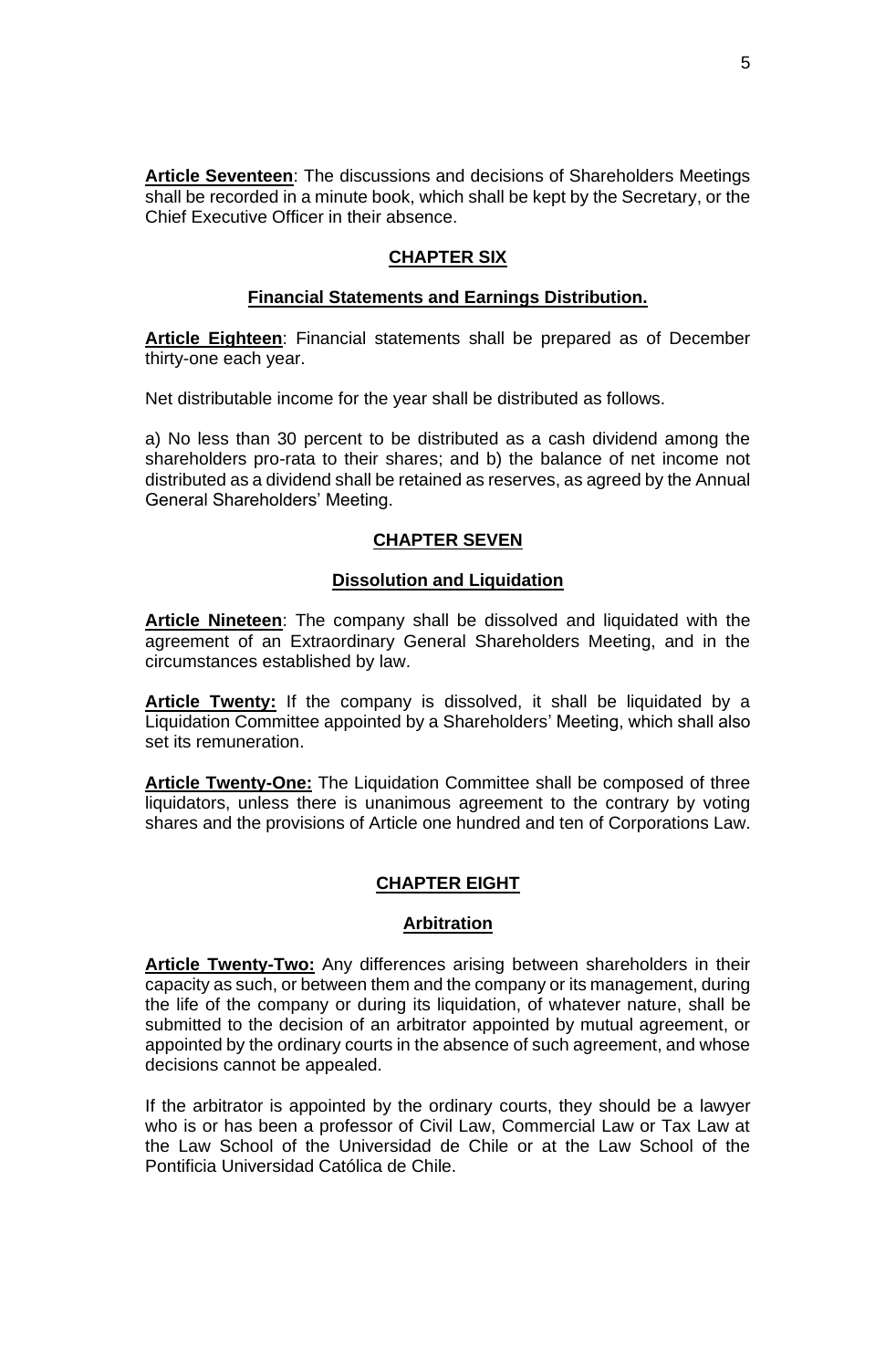**Article Seventeen**: The discussions and decisions of Shareholders Meetings shall be recorded in a minute book, which shall be kept by the Secretary, or the Chief Executive Officer in their absence.

## CHAPTER SIX

### Financial Statements and Earnings Distribution.

**Article Eighteen**: Financial statements shall be prepared as of December thirty-one each year.

Net distributable income for the year shall be distributed as follows.

a) No less than 30 percent to be distributed as a cash dividend among the shareholders pro-rata to their shares; and b) the balance of net income not distributed as a dividend shall be retained as reserves, as agreed by the Annual General Shareholders' Meeting.

## CHAPTER SEVEN

### Dissolution and Liquidation

**Article Nineteen**: The company shall be dissolved and liquidated with the agreement of an Extraordinary General Shareholders Meeting, and in the circumstances established by law.

**Article Twenty:** If the company is dissolved, it shall be liquidated by a Liquidation Committee appointed by a Shareholders' Meeting, which shall also set its remuneration.

**Article Twenty-One:** The Liquidation Committee shall be composed of three liquidators, unless there is unanimous agreement to the contrary by voting shares and the provisions of Article one hundred and ten of Corporations Law.

## CHAPTER EIGHT

### Arbitration

**Article Twenty-Two:** Any differences arising between shareholders in their capacity as such, or between them and the company or its management, during the life of the company or during its liquidation, of whatever nature, shall be submitted to the decision of an arbitrator appointed by mutual agreement, or appointed by the ordinary courts in the absence of such agreement, and whose decisions cannot be appealed.

If the arbitrator is appointed by the ordinary courts, they should be a lawyer who is or has been a professor of Civil Law, Commercial Law or Tax Law at the Law School of the Universidad de Chile or at the Law School of the Pontificia Universidad Católica de Chile.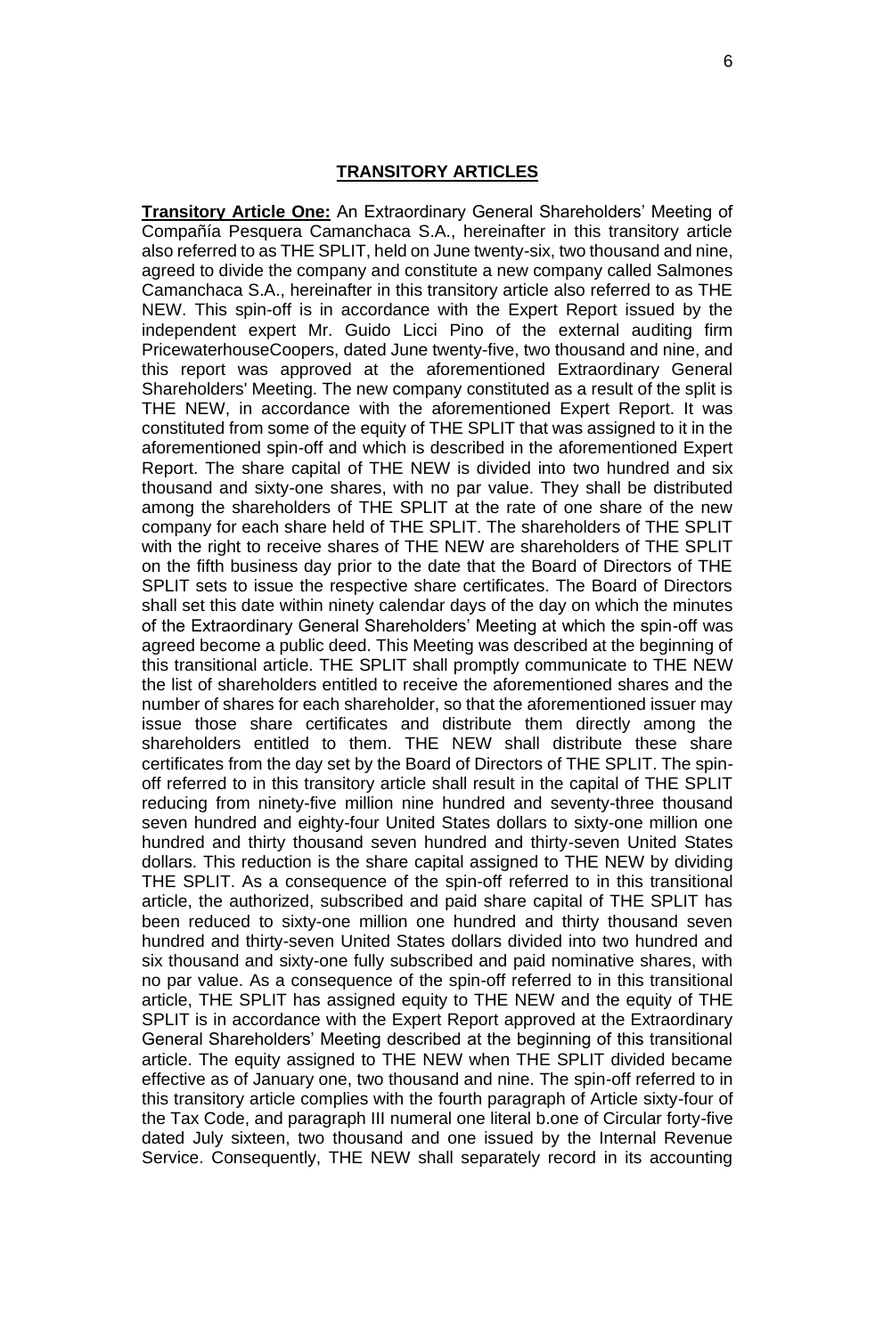## TRANSITORY ARTICLES

**Transitory Article One:** An Extraordinary General Shareholders' Meeting of Compañía Pesquera Camanchaca S.A., hereinafter in this transitory article also referred to as THE SPLIT, held on June twenty-six, two thousand and nine, agreed to divide the company and constitute a new company called Salmones Camanchaca S.A., hereinafter in this transitory article also referred to as THE NEW. This spin-off is in accordance with the Expert Report issued by the independent expert Mr. Guido Licci Pino of the external auditing firm PricewaterhouseCoopers, dated June twenty-five, two thousand and nine, and this report was approved at the aforementioned Extraordinary General Shareholders' Meeting. The new company constituted as a result of the split is THE NEW, in accordance with the aforementioned Expert Report. It was constituted from some of the equity of THE SPLIT that was assigned to it in the aforementioned spin-off and which is described in the aforementioned Expert Report. The share capital of THE NEW is divided into two hundred and six thousand and sixty-one shares, with no par value. They shall be distributed among the shareholders of THE SPLIT at the rate of one share of the new company for each share held of THE SPLIT. The shareholders of THE SPLIT with the right to receive shares of THE NEW are shareholders of THE SPLIT on the fifth business day prior to the date that the Board of Directors of THE SPLIT sets to issue the respective share certificates. The Board of Directors shall set this date within ninety calendar days of the day on which the minutes of the Extraordinary General Shareholders' Meeting at which the spin-off was agreed become a public deed. This Meeting was described at the beginning of this transitional article. THE SPLIT shall promptly communicate to THE NEW the list of shareholders entitled to receive the aforementioned shares and the number of shares for each shareholder, so that the aforementioned issuer may issue those share certificates and distribute them directly among the shareholders entitled to them. THE NEW shall distribute these share certificates from the day set by the Board of Directors of THE SPLIT. The spin-off referred to in this transitory article shall result in the capital of THE SPLIT reducing from ninety-five million nine hundred and seventy-three thousand seven hundred and eighty-four United States dollars to sixty-one million one hundred and thirty thousand seven hundred and thirty-seven United States dollars. This reduction is the share capital assigned to THE NEW by dividing THE SPLIT. As a consequence of the spin-off referred to in this transitional article, the authorized, subscribed and paid share capital of THE SPLIT has been reduced to sixty-one million one hundred and thirty thousand seven hundred and thirty-seven United States dollars divided into two hundred and six thousand and sixty-one fully subscribed and paid nominative shares, with no par value. As a consequence of the spin-off referred to in this transitional article, THE SPLIT has assigned equity to THE NEW and the equity of THE SPLIT is in accordance with the Expert Report approved at the Extraordinary General Shareholders' Meeting described at the beginning of this transitional article. The equity assigned to THE NEW when THE SPLIT divided became effective as of January one, two thousand and nine. The spin-off referred to in this transitory article complies with the fourth paragraph of Article sixty-four of the Tax Code, and paragraph III numeral one literal b.one of Circular forty-five dated July sixteen, two thousand and one issued by the Internal Revenue Service. Consequently, THE NEW shall separately record in its accounting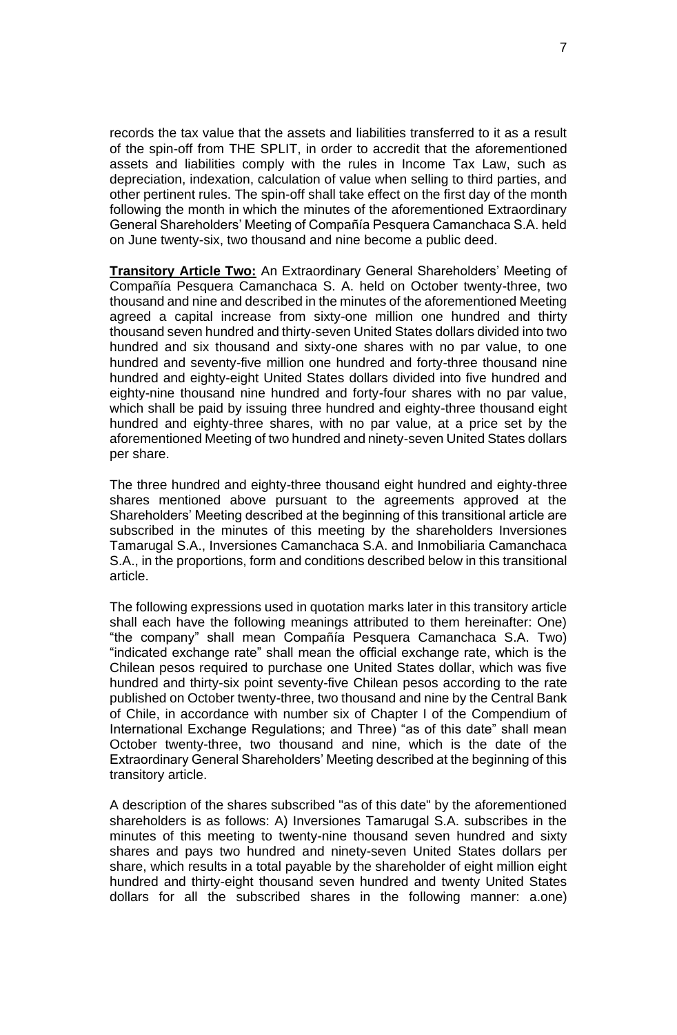records the tax value that the assets and liabilities transferred to it as a result of the spin-off from THE SPLIT, in order to accredit that the aforementioned assets and liabilities comply with the rules in Income Tax Law, such as depreciation, indexation, calculation of value when selling to third parties, and other pertinent rules. The spin-off shall take effect on the first day of the month following the month in which the minutes of the aforementioned Extraordinary General Shareholders' Meeting of Compañía Pesquera Camanchaca S.A. held on June twenty-six, two thousand and nine become a public deed.

**Transitory Article Two:** An Extraordinary General Shareholders' Meeting of Compañía Pesquera Camanchaca S. A. held on October twenty-three, two thousand and nine and described in the minutes of the aforementioned Meeting agreed a capital increase from sixty-one million one hundred and thirty thousand seven hundred and thirty-seven United States dollars divided into two hundred and six thousand and sixty-one shares with no par value, to one hundred and seventy-five million one hundred and forty-three thousand nine hundred and eighty-eight United States dollars divided into five hundred and eighty-nine thousand nine hundred and forty-four shares with no par value, which shall be paid by issuing three hundred and eighty-three thousand eight hundred and eighty-three shares, with no par value, at a price set by the aforementioned Meeting of two hundred and ninety-seven United States dollars per share.

The three hundred and eighty-three thousand eight hundred and eighty-three shares mentioned above pursuant to the agreements approved at the Shareholders' Meeting described at the beginning of this transitional article are subscribed in the minutes of this meeting by the shareholders Inversiones Tamarugal S.A., Inversiones Camanchaca S.A. and Inmobiliaria Camanchaca S.A., in the proportions, form and conditions described below in this transitional article.

The following expressions used in quotation marks later in this transitory article shall each have the following meanings attributed to them hereinafter: One) "the company" shall mean Compañía Pesquera Camanchaca S.A. Two) "indicated exchange rate" shall mean the official exchange rate, which is the Chilean pesos required to purchase one United States dollar, which was five hundred and thirty-six point seventy-five Chilean pesos according to the rate published on October twenty-three, two thousand and nine by the Central Bank of Chile, in accordance with number six of Chapter I of the Compendium of International Exchange Regulations; and Three) "as of this date" shall mean October twenty-three, two thousand and nine, which is the date of the Extraordinary General Shareholders' Meeting described at the beginning of this transitory article.

A description of the shares subscribed "as of this date" by the aforementioned shareholders is as follows: A) Inversiones Tamarugal S.A. subscribes in the minutes of this meeting to twenty-nine thousand seven hundred and sixty shares and pays two hundred and ninety-seven United States dollars per share, which results in a total payable by the shareholder of eight million eight hundred and thirty-eight thousand seven hundred and twenty United States dollars for all the subscribed shares in the following manner: a.one)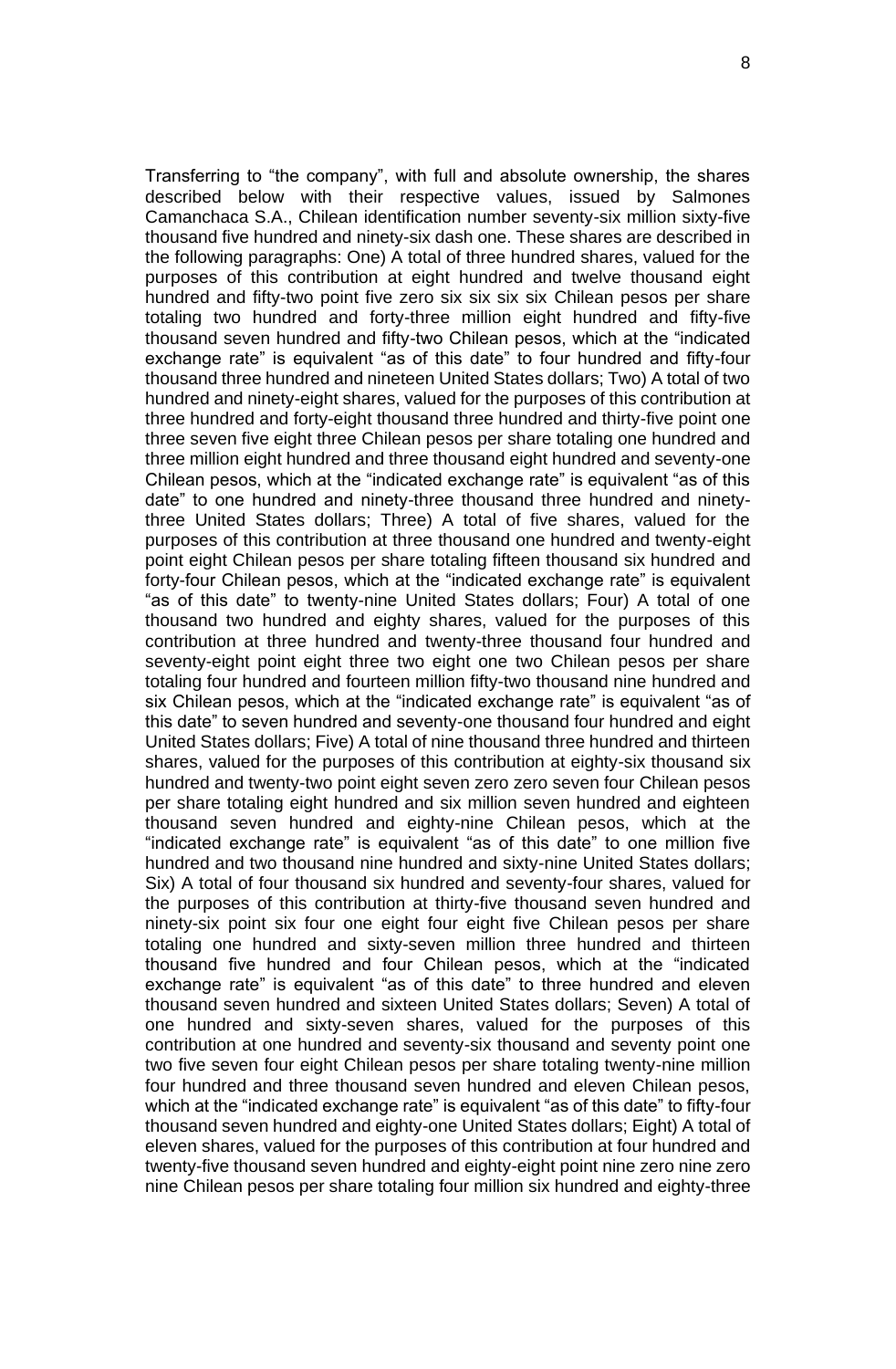Transferring to "the company", with full and absolute ownership, the shares described below with their respective values, issued by Salmones Camanchaca S.A., Chilean identification number seventy-six million sixty-five thousand five hundred and ninety-six dash one. These shares are described in the following paragraphs: One) A total of three hundred shares, valued for the purposes of this contribution at eight hundred and twelve thousand eight hundred and fifty-two point five zero six six six six Chilean pesos per share totaling two hundred and forty-three million eight hundred and fifty-five thousand seven hundred and fifty-two Chilean pesos, which at the "indicated exchange rate" is equivalent "as of this date" to four hundred and fifty-four thousand three hundred and nineteen United States dollars; Two) A total of two hundred and ninety-eight shares, valued for the purposes of this contribution at three hundred and forty-eight thousand three hundred and thirty-five point one three seven five eight three Chilean pesos per share totaling one hundred and three million eight hundred and three thousand eight hundred and seventy-one Chilean pesos, which at the "indicated exchange rate" is equivalent "as of this date" to one hundred and ninety-three thousand three hundred and ninety-three United States dollars; Three) A total of five shares, valued for the purposes of this contribution at three thousand one hundred and twenty-eight point eight Chilean pesos per share totaling fifteen thousand six hundred and forty-four Chilean pesos, which at the "indicated exchange rate" is equivalent "as of this date" to twenty-nine United States dollars; Four) A total of one thousand two hundred and eighty shares, valued for the purposes of this contribution at three hundred and twenty-three thousand four hundred and seventy-eight point eight three two eight one two Chilean pesos per share totaling four hundred and fourteen million fifty-two thousand nine hundred and six Chilean pesos, which at the "indicated exchange rate" is equivalent "as of this date" to seven hundred and seventy-one thousand four hundred and eight United States dollars; Five) A total of nine thousand three hundred and thirteen shares, valued for the purposes of this contribution at eighty-six thousand six hundred and twenty-two point eight seven zero zero seven four Chilean pesos per share totaling eight hundred and six million seven hundred and eighteen thousand seven hundred and eighty-nine Chilean pesos, which at the "indicated exchange rate" is equivalent "as of this date" to one million five hundred and two thousand nine hundred and sixty-nine United States dollars; Six) A total of four thousand six hundred and seventy-four shares, valued for the purposes of this contribution at thirty-five thousand seven hundred and ninety-six point six four one eight four eight five Chilean pesos per share totaling one hundred and sixty-seven million three hundred and thirteen thousand five hundred and four Chilean pesos, which at the "indicated exchange rate" is equivalent "as of this date" to three hundred and eleven thousand seven hundred and sixteen United States dollars; Seven) A total of one hundred and sixty-seven shares, valued for the purposes of this contribution at one hundred and seventy-six thousand and seventy point one two five seven four eight Chilean pesos per share totaling twenty-nine million four hundred and three thousand seven hundred and eleven Chilean pesos, which at the "indicated exchange rate" is equivalent "as of this date" to fifty-four thousand seven hundred and eighty-one United States dollars; Eight) A total of eleven shares, valued for the purposes of this contribution at four hundred and twenty-five thousand seven hundred and eighty-eight point nine zero nine zero nine Chilean pesos per share totaling four million six hundred and eighty-three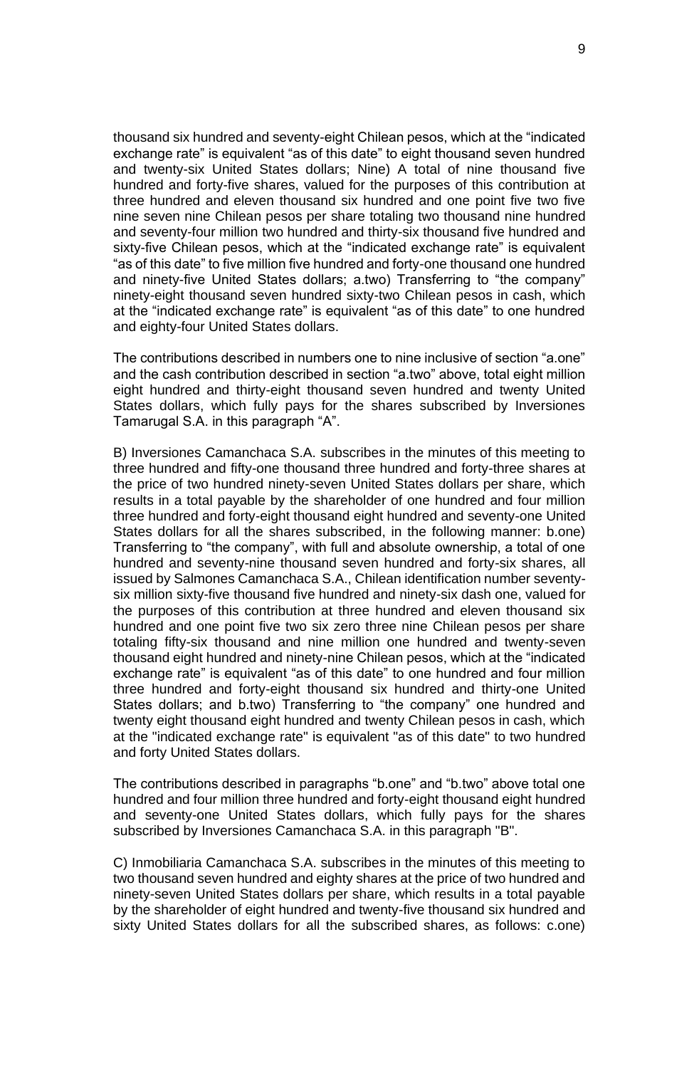thousand six hundred and seventy-eight Chilean pesos, which at the "indicated exchange rate" is equivalent "as of this date" to eight thousand seven hundred and twenty-six United States dollars; Nine) A total of nine thousand five hundred and forty-five shares, valued for the purposes of this contribution at three hundred and eleven thousand six hundred and one point five two five nine seven nine Chilean pesos per share totaling two thousand nine hundred and seventy-four million two hundred and thirty-six thousand five hundred and sixty-five Chilean pesos, which at the "indicated exchange rate" is equivalent "as of this date" to five million five hundred and forty-one thousand one hundred and ninety-five United States dollars; a.two) Transferring to "the company" ninety-eight thousand seven hundred sixty-two Chilean pesos in cash, which at the "indicated exchange rate" is equivalent "as of this date" to one hundred and eighty-four United States dollars.

The contributions described in numbers one to nine inclusive of section "a.one" and the cash contribution described in section "a.two" above, total eight million eight hundred and thirty-eight thousand seven hundred and twenty United States dollars, which fully pays for the shares subscribed by Inversiones Tamarugal S.A. in this paragraph "A".

B) Inversiones Camanchaca S.A. subscribes in the minutes of this meeting to three hundred and fifty-one thousand three hundred and forty-three shares at the price of two hundred ninety-seven United States dollars per share, which results in a total payable by the shareholder of one hundred and four million three hundred and forty-eight thousand eight hundred and seventy-one United States dollars for all the shares subscribed, in the following manner: b.one) Transferring to "the company", with full and absolute ownership, a total of one hundred and seventy-nine thousand seven hundred and forty-six shares, all issued by Salmones Camanchaca S.A., Chilean identification number seventy-six million sixty-five thousand five hundred and ninety-six dash one, valued for the purposes of this contribution at three hundred and eleven thousand six hundred and one point five two six zero three nine Chilean pesos per share totaling fifty-six thousand and nine million one hundred and twenty-seven thousand eight hundred and ninety-nine Chilean pesos, which at the "indicated exchange rate" is equivalent "as of this date" to one hundred and four million three hundred and forty-eight thousand six hundred and thirty-one United States dollars; and b.two) Transferring to "the company" one hundred and twenty eight thousand eight hundred and twenty Chilean pesos in cash, which at the "indicated exchange rate" is equivalent "as of this date" to two hundred and forty United States dollars.

The contributions described in paragraphs "b.one" and "b.two" above total one hundred and four million three hundred and forty-eight thousand eight hundred and seventy-one United States dollars, which fully pays for the shares subscribed by Inversiones Camanchaca S.A. in this paragraph "B".

C) Inmobiliaria Camanchaca S.A. subscribes in the minutes of this meeting to two thousand seven hundred and eighty shares at the price of two hundred and ninety-seven United States dollars per share, which results in a total payable by the shareholder of eight hundred and twenty-five thousand six hundred and sixty United States dollars for all the subscribed shares, as follows: c.one)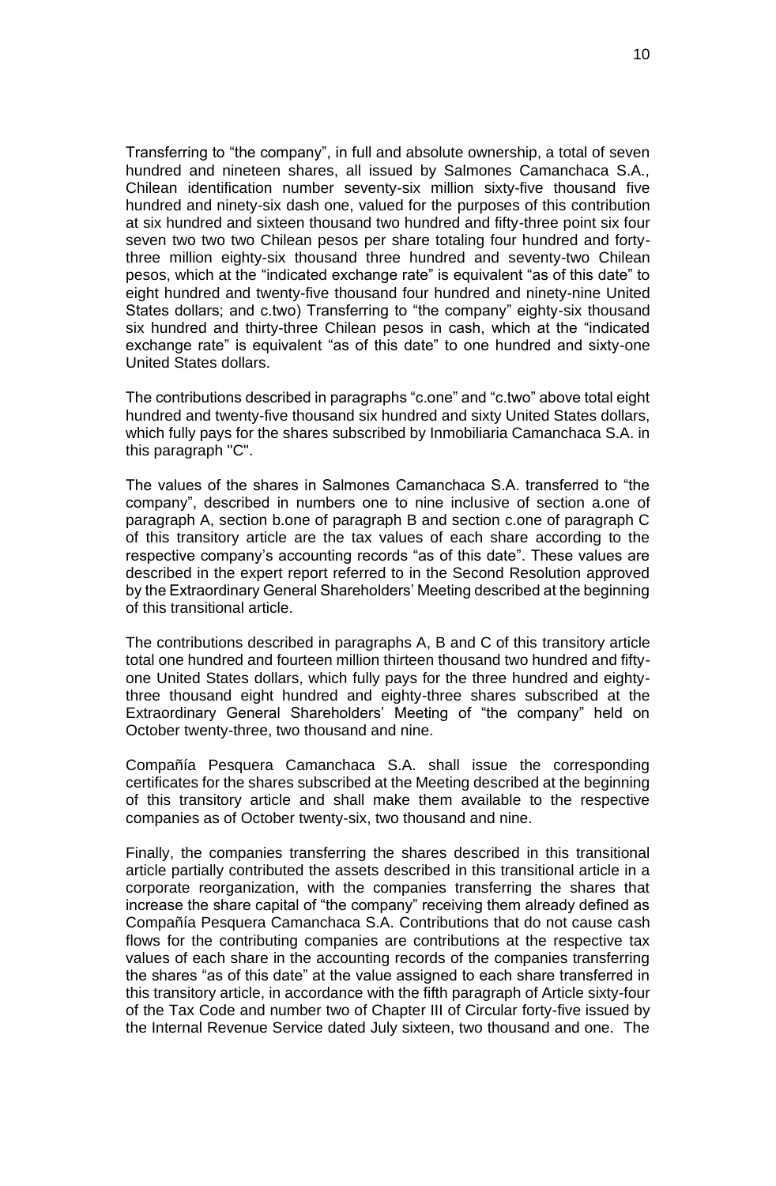Transferring to “the company”, in full and absolute ownership, a total of seven hundred and nineteen shares, all issued by Salmones Camanchaca S.A., Chilean identification number seventy-six million sixty-five thousand five hundred and ninety-six dash one, valued for the purposes of this contribution at six hundred and sixteen thousand two hundred and fifty-three point six four seven two two two Chilean pesos per share totaling four hundred and forty-three million eighty-six thousand three hundred and seventy-two Chilean pesos, which at the “indicated exchange rate” is equivalent “as of this date” to eight hundred and twenty-five thousand four hundred and ninety-nine United States dollars; and c.two) Transferring to “the company” eighty-six thousand six hundred and thirty-three Chilean pesos in cash, which at the “indicated exchange rate” is equivalent “as of this date” to one hundred and sixty-one United States dollars.

The contributions described in paragraphs “c.one” and “c.two” above total eight hundred and twenty-five thousand six hundred and sixty United States dollars, which fully pays for the shares subscribed by Inmobiliaria Camanchaca S.A. in this paragraph "C".

The values of the shares in Salmones Camanchaca S.A. transferred to “the company”, described in numbers one to nine inclusive of section a.one of paragraph A, section b.one of paragraph B and section c.one of paragraph C of this transitory article are the tax values of each share according to the respective company’s accounting records “as of this date”. These values are described in the expert report referred to in the Second Resolution approved by the Extraordinary General Shareholders’ Meeting described at the beginning of this transitional article.

The contributions described in paragraphs A, B and C of this transitory article total one hundred and fourteen million thirteen thousand two hundred and fifty-one United States dollars, which fully pays for the three hundred and eighty-three thousand eight hundred and eighty-three shares subscribed at the Extraordinary General Shareholders’ Meeting of “the company” held on October twenty-three, two thousand and nine.

Compañía Pesquera Camanchaca S.A. shall issue the corresponding certificates for the shares subscribed at the Meeting described at the beginning of this transitory article and shall make them available to the respective companies as of October twenty-six, two thousand and nine.

Finally, the companies transferring the shares described in this transitional article partially contributed the assets described in this transitional article in a corporate reorganization, with the companies transferring the shares that increase the share capital of “the company” receiving them already defined as Compañía Pesquera Camanchaca S.A. Contributions that do not cause cash flows for the contributing companies are contributions at the respective tax values of each share in the accounting records of the companies transferring the shares “as of this date” at the value assigned to each share transferred in this transitory article, in accordance with the fifth paragraph of Article sixty-four of the Tax Code and number two of Chapter III of Circular forty-five issued by the Internal Revenue Service dated July sixteen, two thousand and one. The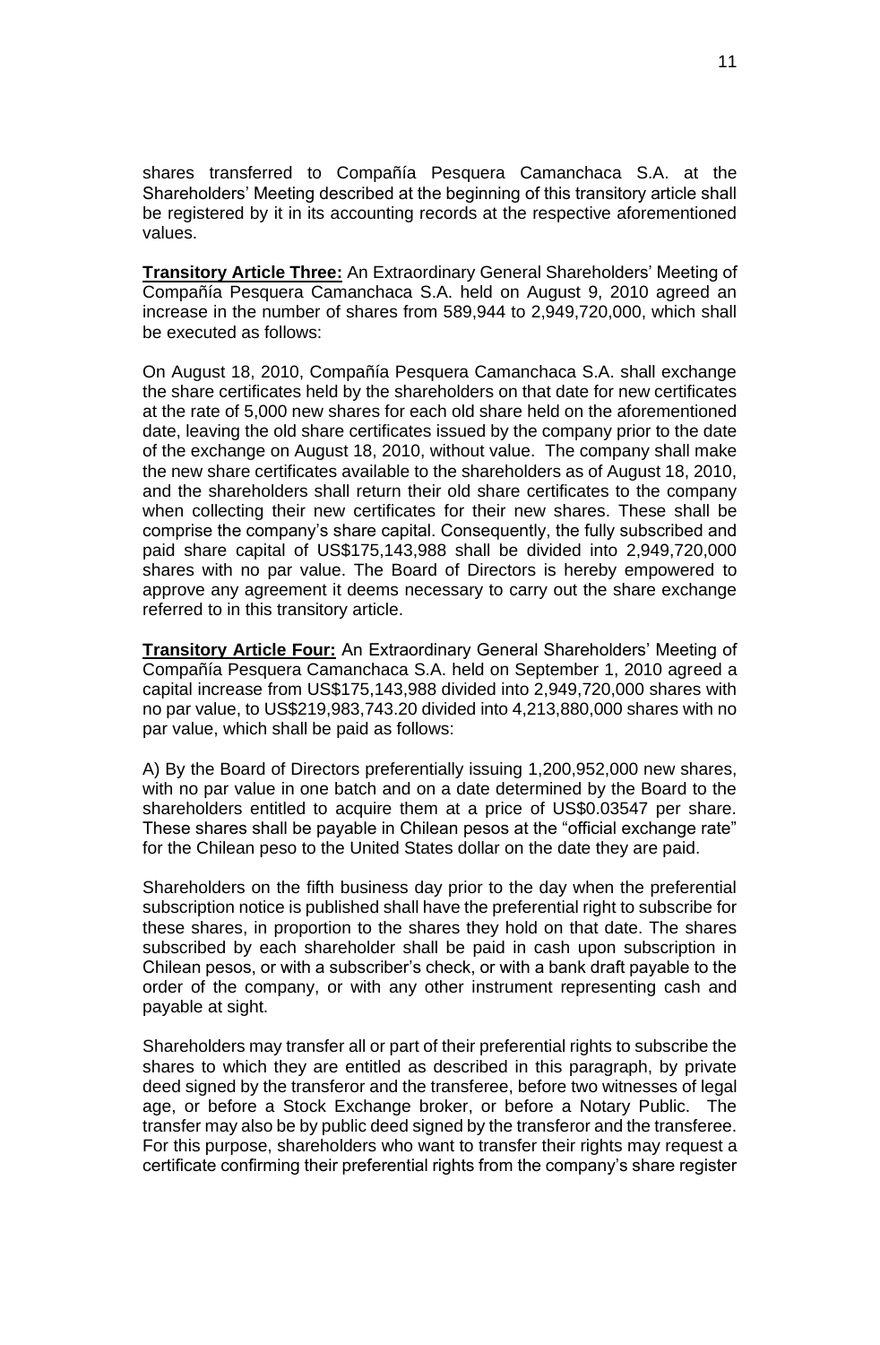shares transferred to Compañía Pesquera Camanchaca S.A. at the Shareholders' Meeting described at the beginning of this transitory article shall be registered by it in its accounting records at the respective aforementioned values.

**Transitory Article Three:** An Extraordinary General Shareholders' Meeting of Compañía Pesquera Camanchaca S.A. held on August 9, 2010 agreed an increase in the number of shares from 589,944 to 2,949,720,000, which shall be executed as follows:

On August 18, 2010, Compañía Pesquera Camanchaca S.A. shall exchange the share certificates held by the shareholders on that date for new certificates at the rate of 5,000 new shares for each old share held on the aforementioned date, leaving the old share certificates issued by the company prior to the date of the exchange on August 18, 2010, without value. The company shall make the new share certificates available to the shareholders as of August 18, 2010, and the shareholders shall return their old share certificates to the company when collecting their new certificates for their new shares. These shall be comprise the company's share capital. Consequently, the fully subscribed and paid share capital of US$175,143,988 shall be divided into 2,949,720,000 shares with no par value. The Board of Directors is hereby empowered to approve any agreement it deems necessary to carry out the share exchange referred to in this transitory article.

**Transitory Article Four:** An Extraordinary General Shareholders' Meeting of Compañía Pesquera Camanchaca S.A. held on September 1, 2010 agreed a capital increase from US$175,143,988 divided into 2,949,720,000 shares with no par value, to US$219,983,743.20 divided into 4,213,880,000 shares with no par value, which shall be paid as follows:

A) By the Board of Directors preferentially issuing 1,200,952,000 new shares, with no par value in one batch and on a date determined by the Board to the shareholders entitled to acquire them at a price of US$0.03547 per share. These shares shall be payable in Chilean pesos at the "official exchange rate" for the Chilean peso to the United States dollar on the date they are paid.

Shareholders on the fifth business day prior to the day when the preferential subscription notice is published shall have the preferential right to subscribe for these shares, in proportion to the shares they hold on that date. The shares subscribed by each shareholder shall be paid in cash upon subscription in Chilean pesos, or with a subscriber's check, or with a bank draft payable to the order of the company, or with any other instrument representing cash and payable at sight.

Shareholders may transfer all or part of their preferential rights to subscribe the shares to which they are entitled as described in this paragraph, by private deed signed by the transferor and the transferee, before two witnesses of legal age, or before a Stock Exchange broker, or before a Notary Public. The transfer may also be by public deed signed by the transferor and the transferee. For this purpose, shareholders who want to transfer their rights may request a certificate confirming their preferential rights from the company's share register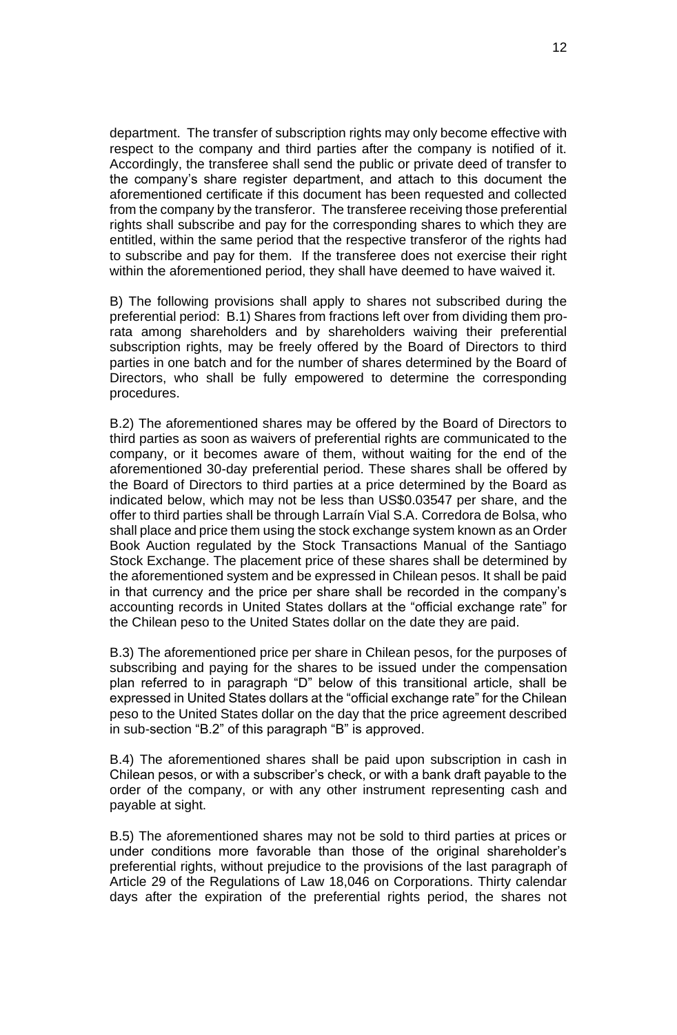department. The transfer of subscription rights may only become effective with respect to the company and third parties after the company is notified of it. Accordingly, the transferee shall send the public or private deed of transfer to the company's share register department, and attach to this document the aforementioned certificate if this document has been requested and collected from the company by the transferor. The transferee receiving those preferential rights shall subscribe and pay for the corresponding shares to which they are entitled, within the same period that the respective transferor of the rights had to subscribe and pay for them. If the transferee does not exercise their right within the aforementioned period, they shall have deemed to have waived it.

B) The following provisions shall apply to shares not subscribed during the preferential period: B.1) Shares from fractions left over from dividing them pro-rata among shareholders and by shareholders waiving their preferential subscription rights, may be freely offered by the Board of Directors to third parties in one batch and for the number of shares determined by the Board of Directors, who shall be fully empowered to determine the corresponding procedures.

B.2) The aforementioned shares may be offered by the Board of Directors to third parties as soon as waivers of preferential rights are communicated to the company, or it becomes aware of them, without waiting for the end of the aforementioned 30-day preferential period. These shares shall be offered by the Board of Directors to third parties at a price determined by the Board as indicated below, which may not be less than US$0.03547 per share, and the offer to third parties shall be through Larraín Vial S.A. Corredora de Bolsa, who shall place and price them using the stock exchange system known as an Order Book Auction regulated by the Stock Transactions Manual of the Santiago Stock Exchange. The placement price of these shares shall be determined by the aforementioned system and be expressed in Chilean pesos. It shall be paid in that currency and the price per share shall be recorded in the company's accounting records in United States dollars at the "official exchange rate" for the Chilean peso to the United States dollar on the date they are paid.

B.3) The aforementioned price per share in Chilean pesos, for the purposes of subscribing and paying for the shares to be issued under the compensation plan referred to in paragraph "D" below of this transitional article, shall be expressed in United States dollars at the "official exchange rate" for the Chilean peso to the United States dollar on the day that the price agreement described in sub-section "B.2" of this paragraph "B" is approved.

B.4) The aforementioned shares shall be paid upon subscription in cash in Chilean pesos, or with a subscriber's check, or with a bank draft payable to the order of the company, or with any other instrument representing cash and payable at sight.

B.5) The aforementioned shares may not be sold to third parties at prices or under conditions more favorable than those of the original shareholder's preferential rights, without prejudice to the provisions of the last paragraph of Article 29 of the Regulations of Law 18,046 on Corporations. Thirty calendar days after the expiration of the preferential rights period, the shares not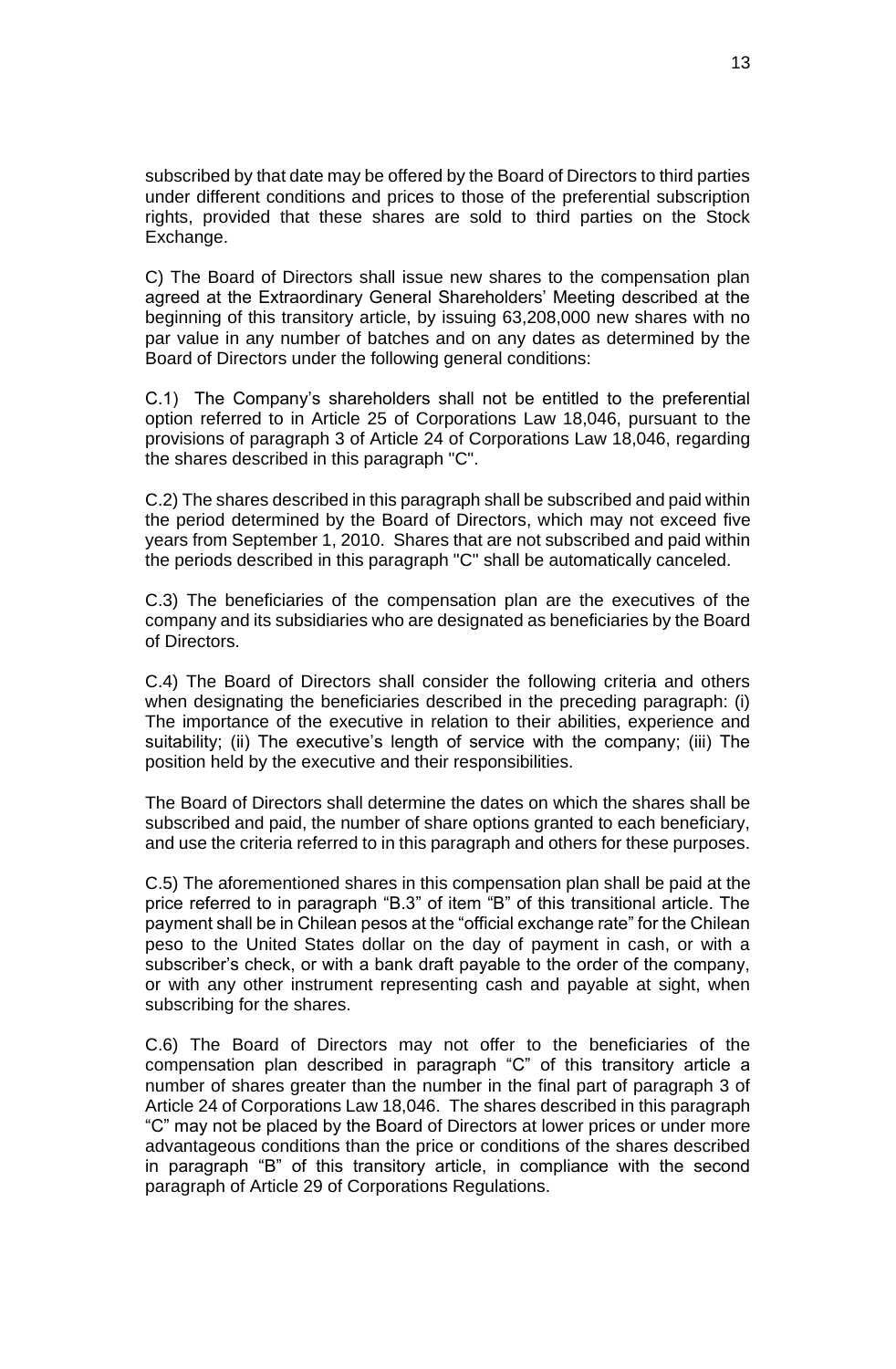subscribed by that date may be offered by the Board of Directors to third parties under different conditions and prices to those of the preferential subscription rights, provided that these shares are sold to third parties on the Stock Exchange.

C) The Board of Directors shall issue new shares to the compensation plan agreed at the Extraordinary General Shareholders' Meeting described at the beginning of this transitory article, by issuing 63,208,000 new shares with no par value in any number of batches and on any dates as determined by the Board of Directors under the following general conditions:

C.1) The Company's shareholders shall not be entitled to the preferential option referred to in Article 25 of Corporations Law 18,046, pursuant to the provisions of paragraph 3 of Article 24 of Corporations Law 18,046, regarding the shares described in this paragraph "C".

C.2) The shares described in this paragraph shall be subscribed and paid within the period determined by the Board of Directors, which may not exceed five years from September 1, 2010. Shares that are not subscribed and paid within the periods described in this paragraph "C" shall be automatically canceled.

C.3) The beneficiaries of the compensation plan are the executives of the company and its subsidiaries who are designated as beneficiaries by the Board of Directors.

C.4) The Board of Directors shall consider the following criteria and others when designating the beneficiaries described in the preceding paragraph: (i) The importance of the executive in relation to their abilities, experience and suitability; (ii) The executive's length of service with the company; (iii) The position held by the executive and their responsibilities.

The Board of Directors shall determine the dates on which the shares shall be subscribed and paid, the number of share options granted to each beneficiary, and use the criteria referred to in this paragraph and others for these purposes.

C.5) The aforementioned shares in this compensation plan shall be paid at the price referred to in paragraph "B.3" of item "B" of this transitional article. The payment shall be in Chilean pesos at the "official exchange rate" for the Chilean peso to the United States dollar on the day of payment in cash, or with a subscriber's check, or with a bank draft payable to the order of the company, or with any other instrument representing cash and payable at sight, when subscribing for the shares.

C.6) The Board of Directors may not offer to the beneficiaries of the compensation plan described in paragraph "C" of this transitory article a number of shares greater than the number in the final part of paragraph 3 of Article 24 of Corporations Law 18,046. The shares described in this paragraph "C" may not be placed by the Board of Directors at lower prices or under more advantageous conditions than the price or conditions of the shares described in paragraph "B" of this transitory article, in compliance with the second paragraph of Article 29 of Corporations Regulations.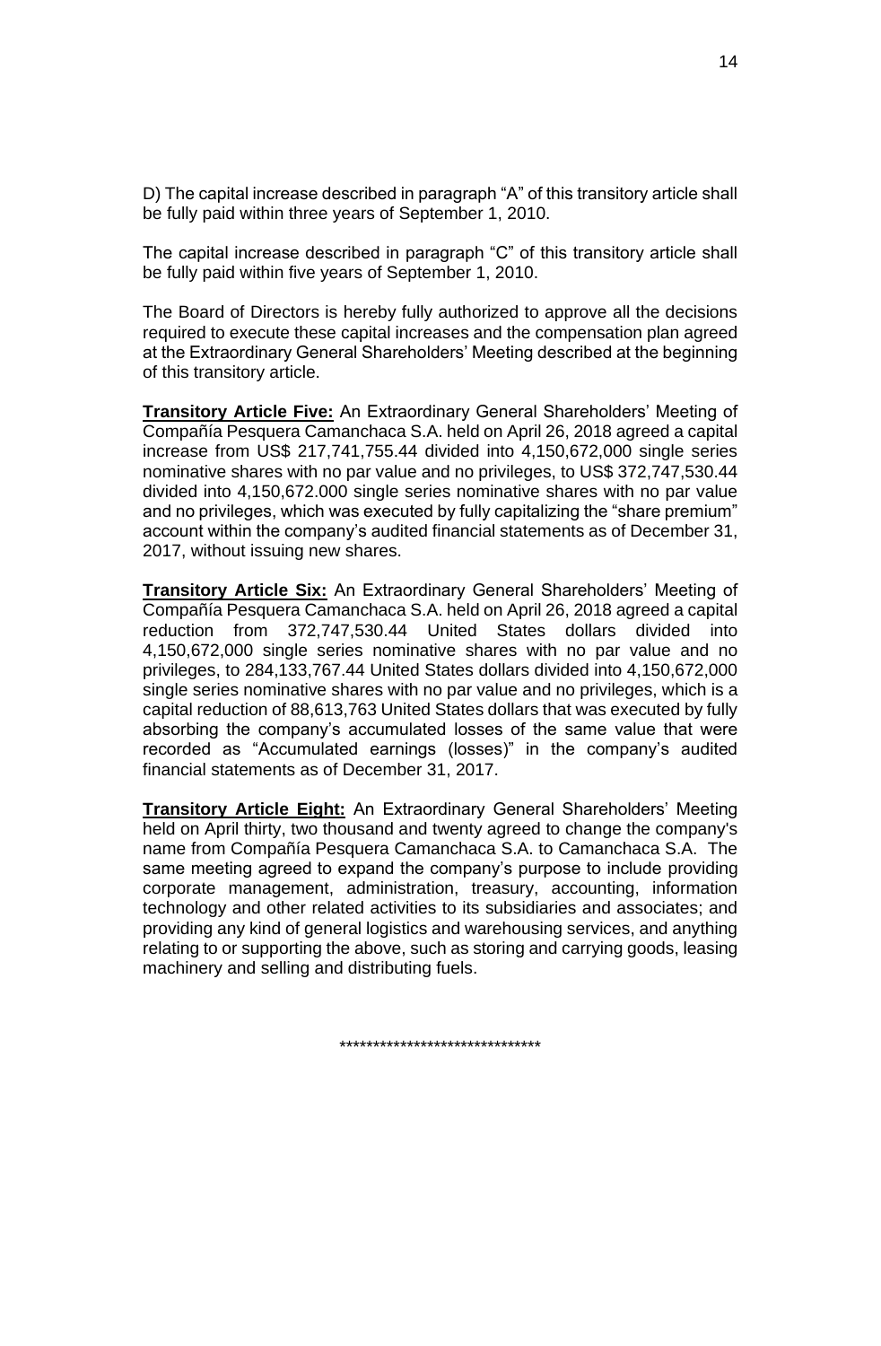D) The capital increase described in paragraph "A" of this transitory article shall be fully paid within three years of September 1, 2010.

The capital increase described in paragraph "C" of this transitory article shall be fully paid within five years of September 1, 2010.

The Board of Directors is hereby fully authorized to approve all the decisions required to execute these capital increases and the compensation plan agreed at the Extraordinary General Shareholders' Meeting described at the beginning of this transitory article.

**Transitory Article Five:** An Extraordinary General Shareholders' Meeting of Compañía Pesquera Camanchaca S.A. held on April 26, 2018 agreed a capital increase from US$ 217,741,755.44 divided into 4,150,672,000 single series nominative shares with no par value and no privileges, to US$ 372,747,530.44 divided into 4,150,672.000 single series nominative shares with no par value and no privileges, which was executed by fully capitalizing the "share premium" account within the company's audited financial statements as of December 31, 2017, without issuing new shares.

**Transitory Article Six:** An Extraordinary General Shareholders' Meeting of Compañía Pesquera Camanchaca S.A. held on April 26, 2018 agreed a capital reduction from 372,747,530.44 United States dollars divided into 4,150,672,000 single series nominative shares with no par value and no privileges, to 284,133,767.44 United States dollars divided into 4,150,672,000 single series nominative shares with no par value and no privileges, which is a capital reduction of 88,613,763 United States dollars that was executed by fully absorbing the company's accumulated losses of the same value that were recorded as "Accumulated earnings (losses)" in the company's audited financial statements as of December 31, 2017.

**Transitory Article Eight:** An Extraordinary General Shareholders' Meeting held on April thirty, two thousand and twenty agreed to change the company's name from Compañía Pesquera Camanchaca S.A. to Camanchaca S.A. The same meeting agreed to expand the company's purpose to include providing corporate management, administration, treasury, accounting, information technology and other related activities to its subsidiaries and associates; and providing any kind of general logistics and warehousing services, and anything relating to or supporting the above, such as storing and carrying goods, leasing machinery and selling and distributing fuels.

******************************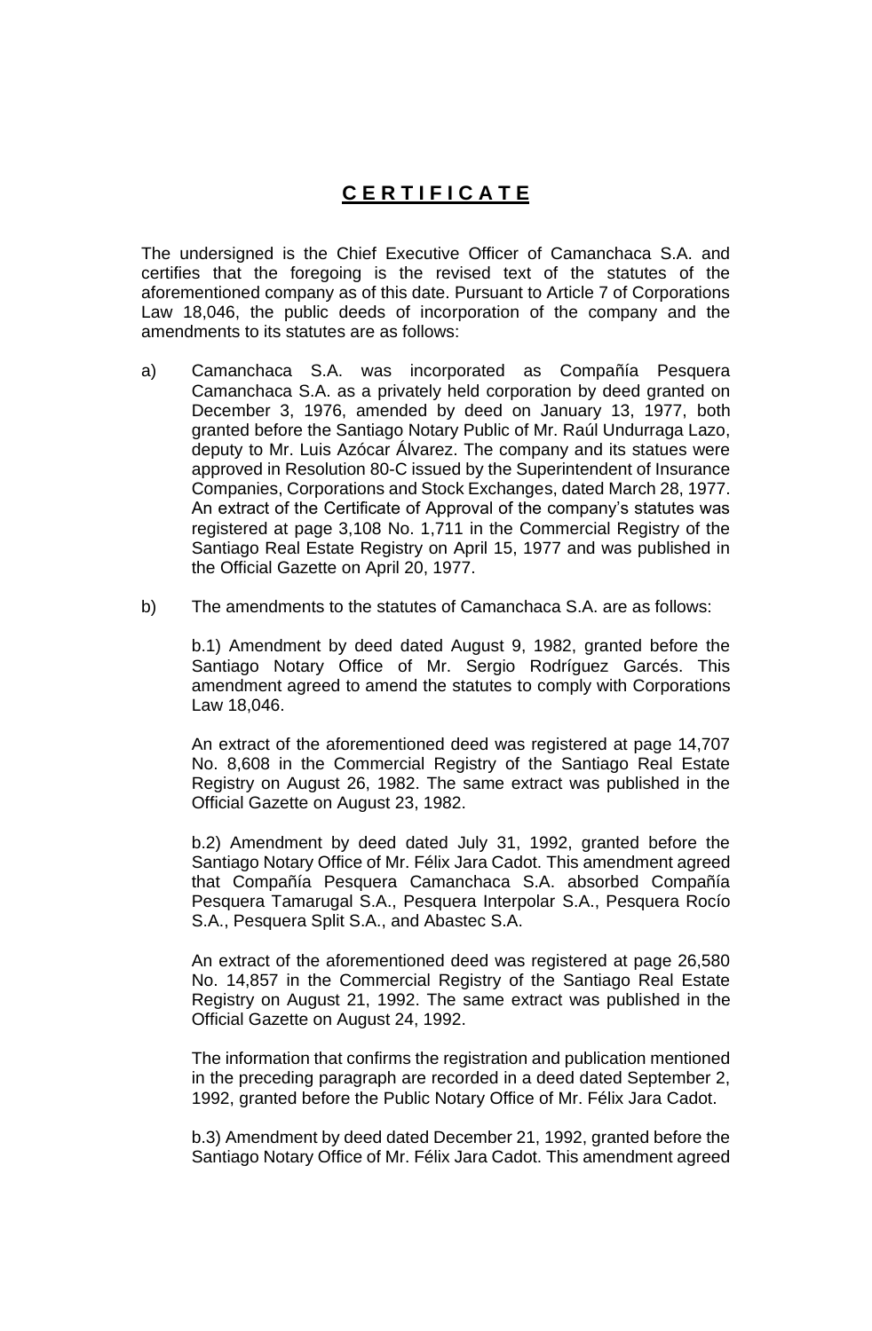# **C E R T I F I C A T E**

The undersigned is the Chief Executive Officer of Camanchaca S.A. and certifies that the foregoing is the revised text of the statutes of the aforementioned company as of this date. Pursuant to Article 7 of Corporations Law 18,046, the public deeds of incorporation of the company and the amendments to its statutes are as follows:

a) Camanchaca S.A. was incorporated as Compañía Pesquera Camanchaca S.A. as a privately held corporation by deed granted on December 3, 1976, amended by deed on January 13, 1977, both granted before the Santiago Notary Public of Mr. Raúl Undurraga Lazo, deputy to Mr. Luis Azócar Álvarez. The company and its statues were approved in Resolution 80-C issued by the Superintendent of Insurance Companies, Corporations and Stock Exchanges, dated March 28, 1977. An extract of the Certificate of Approval of the company's statutes was registered at page 3,108 No. 1,711 in the Commercial Registry of the Santiago Real Estate Registry on April 15, 1977 and was published in the Official Gazette on April 20, 1977.

b) The amendments to the statutes of Camanchaca S.A. are as follows:

b.1) Amendment by deed dated August 9, 1982, granted before the Santiago Notary Office of Mr. Sergio Rodríguez Garcés. This amendment agreed to amend the statutes to comply with Corporations Law 18,046.

An extract of the aforementioned deed was registered at page 14,707 No. 8,608 in the Commercial Registry of the Santiago Real Estate Registry on August 26, 1982. The same extract was published in the Official Gazette on August 23, 1982.

b.2) Amendment by deed dated July 31, 1992, granted before the Santiago Notary Office of Mr. Félix Jara Cadot. This amendment agreed that Compañía Pesquera Camanchaca S.A. absorbed Compañía Pesquera Tamarugal S.A., Pesquera Interpolar S.A., Pesquera Rocío S.A., Pesquera Split S.A., and Abastec S.A.

An extract of the aforementioned deed was registered at page 26,580 No. 14,857 in the Commercial Registry of the Santiago Real Estate Registry on August 21, 1992. The same extract was published in the Official Gazette on August 24, 1992.

The information that confirms the registration and publication mentioned in the preceding paragraph are recorded in a deed dated September 2, 1992, granted before the Public Notary Office of Mr. Félix Jara Cadot.

b.3) Amendment by deed dated December 21, 1992, granted before the Santiago Notary Office of Mr. Félix Jara Cadot. This amendment agreed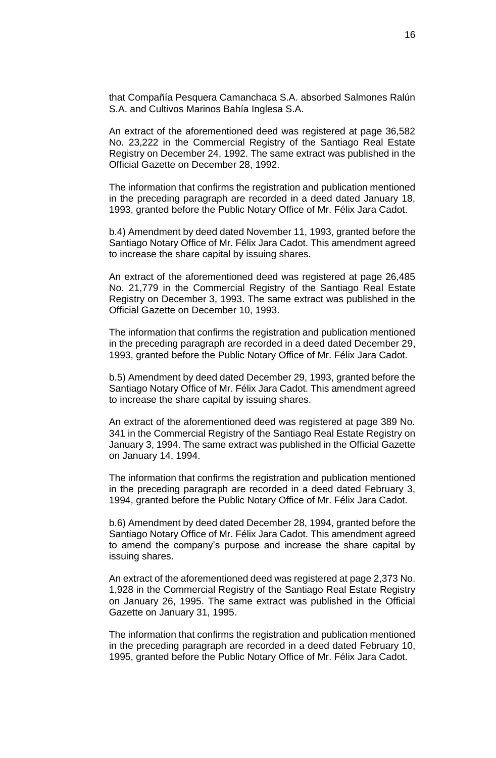that Compañía Pesquera Camanchaca S.A. absorbed Salmones Ralún S.A. and Cultivos Marinos Bahía Inglesa S.A.

An extract of the aforementioned deed was registered at page 36,582 No. 23,222 in the Commercial Registry of the Santiago Real Estate Registry on December 24, 1992. The same extract was published in the Official Gazette on December 28, 1992.

The information that confirms the registration and publication mentioned in the preceding paragraph are recorded in a deed dated January 18, 1993, granted before the Public Notary Office of Mr. Félix Jara Cadot.

b.4) Amendment by deed dated November 11, 1993, granted before the Santiago Notary Office of Mr. Félix Jara Cadot. This amendment agreed to increase the share capital by issuing shares.

An extract of the aforementioned deed was registered at page 26,485 No. 21,779 in the Commercial Registry of the Santiago Real Estate Registry on December 3, 1993. The same extract was published in the Official Gazette on December 10, 1993.

The information that confirms the registration and publication mentioned in the preceding paragraph are recorded in a deed dated December 29, 1993, granted before the Public Notary Office of Mr. Félix Jara Cadot.

b.5) Amendment by deed dated December 29, 1993, granted before the Santiago Notary Office of Mr. Félix Jara Cadot. This amendment agreed to increase the share capital by issuing shares.

An extract of the aforementioned deed was registered at page 389 No. 341 in the Commercial Registry of the Santiago Real Estate Registry on January 3, 1994. The same extract was published in the Official Gazette on January 14, 1994.

The information that confirms the registration and publication mentioned in the preceding paragraph are recorded in a deed dated February 3, 1994, granted before the Public Notary Office of Mr. Félix Jara Cadot.

b.6) Amendment by deed dated December 28, 1994, granted before the Santiago Notary Office of Mr. Félix Jara Cadot. This amendment agreed to amend the company's purpose and increase the share capital by issuing shares.

An extract of the aforementioned deed was registered at page 2,373 No. 1,928 in the Commercial Registry of the Santiago Real Estate Registry on January 26, 1995. The same extract was published in the Official Gazette on January 31, 1995.

The information that confirms the registration and publication mentioned in the preceding paragraph are recorded in a deed dated February 10, 1995, granted before the Public Notary Office of Mr. Félix Jara Cadot.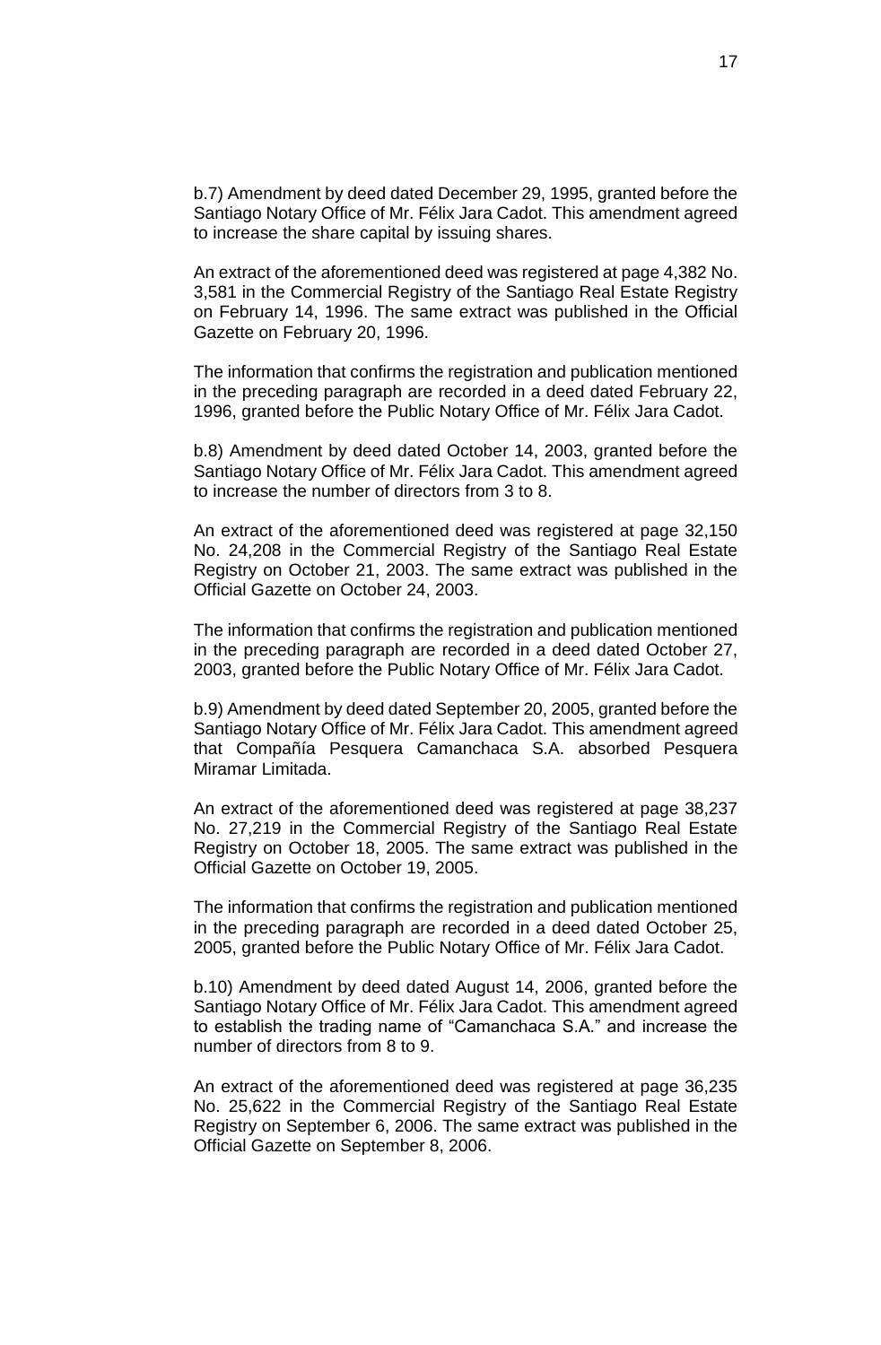b.7) Amendment by deed dated December 29, 1995, granted before the Santiago Notary Office of Mr. Félix Jara Cadot. This amendment agreed to increase the share capital by issuing shares.

An extract of the aforementioned deed was registered at page 4,382 No. 3,581 in the Commercial Registry of the Santiago Real Estate Registry on February 14, 1996. The same extract was published in the Official Gazette on February 20, 1996.

The information that confirms the registration and publication mentioned in the preceding paragraph are recorded in a deed dated February 22, 1996, granted before the Public Notary Office of Mr. Félix Jara Cadot.

b.8) Amendment by deed dated October 14, 2003, granted before the Santiago Notary Office of Mr. Félix Jara Cadot. This amendment agreed to increase the number of directors from 3 to 8.

An extract of the aforementioned deed was registered at page 32,150 No. 24,208 in the Commercial Registry of the Santiago Real Estate Registry on October 21, 2003. The same extract was published in the Official Gazette on October 24, 2003.

The information that confirms the registration and publication mentioned in the preceding paragraph are recorded in a deed dated October 27, 2003, granted before the Public Notary Office of Mr. Félix Jara Cadot.

b.9) Amendment by deed dated September 20, 2005, granted before the Santiago Notary Office of Mr. Félix Jara Cadot. This amendment agreed that Compañía Pesquera Camanchaca S.A. absorbed Pesquera Miramar Limitada.

An extract of the aforementioned deed was registered at page 38,237 No. 27,219 in the Commercial Registry of the Santiago Real Estate Registry on October 18, 2005. The same extract was published in the Official Gazette on October 19, 2005.

The information that confirms the registration and publication mentioned in the preceding paragraph are recorded in a deed dated October 25, 2005, granted before the Public Notary Office of Mr. Félix Jara Cadot.

b.10) Amendment by deed dated August 14, 2006, granted before the Santiago Notary Office of Mr. Félix Jara Cadot. This amendment agreed to establish the trading name of "Camanchaca S.A." and increase the number of directors from 8 to 9.

An extract of the aforementioned deed was registered at page 36,235 No. 25,622 in the Commercial Registry of the Santiago Real Estate Registry on September 6, 2006. The same extract was published in the Official Gazette on September 8, 2006.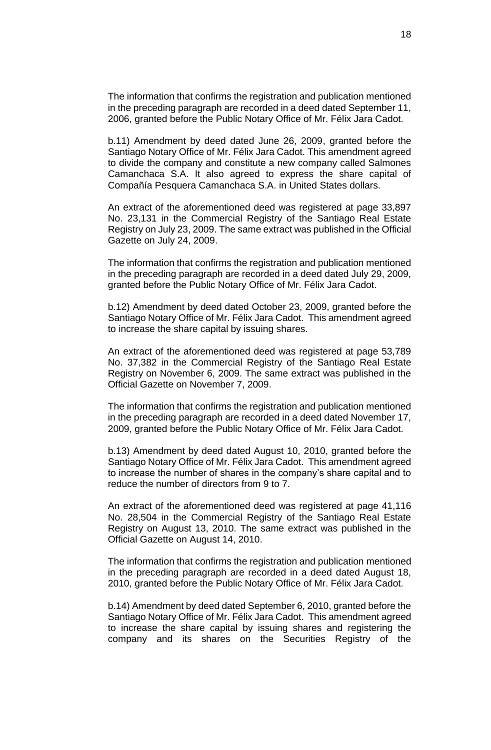The information that confirms the registration and publication mentioned in the preceding paragraph are recorded in a deed dated September 11, 2006, granted before the Public Notary Office of Mr. Félix Jara Cadot.

b.11) Amendment by deed dated June 26, 2009, granted before the Santiago Notary Office of Mr. Félix Jara Cadot. This amendment agreed to divide the company and constitute a new company called Salmones Camanchaca S.A. It also agreed to express the share capital of Compañía Pesquera Camanchaca S.A. in United States dollars.

An extract of the aforementioned deed was registered at page 33,897 No. 23,131 in the Commercial Registry of the Santiago Real Estate Registry on July 23, 2009. The same extract was published in the Official Gazette on July 24, 2009.

The information that confirms the registration and publication mentioned in the preceding paragraph are recorded in a deed dated July 29, 2009, granted before the Public Notary Office of Mr. Félix Jara Cadot.

b.12) Amendment by deed dated October 23, 2009, granted before the Santiago Notary Office of Mr. Félix Jara Cadot. This amendment agreed to increase the share capital by issuing shares.

An extract of the aforementioned deed was registered at page 53,789 No. 37,382 in the Commercial Registry of the Santiago Real Estate Registry on November 6, 2009. The same extract was published in the Official Gazette on November 7, 2009.

The information that confirms the registration and publication mentioned in the preceding paragraph are recorded in a deed dated November 17, 2009, granted before the Public Notary Office of Mr. Félix Jara Cadot.

b.13) Amendment by deed dated August 10, 2010, granted before the Santiago Notary Office of Mr. Félix Jara Cadot. This amendment agreed to increase the number of shares in the company's share capital and to reduce the number of directors from 9 to 7.

An extract of the aforementioned deed was registered at page 41,116 No. 28,504 in the Commercial Registry of the Santiago Real Estate Registry on August 13, 2010. The same extract was published in the Official Gazette on August 14, 2010.

The information that confirms the registration and publication mentioned in the preceding paragraph are recorded in a deed dated August 18, 2010, granted before the Public Notary Office of Mr. Félix Jara Cadot.

b.14) Amendment by deed dated September 6, 2010, granted before the Santiago Notary Office of Mr. Félix Jara Cadot. This amendment agreed to increase the share capital by issuing shares and registering the company and its shares on the Securities Registry of the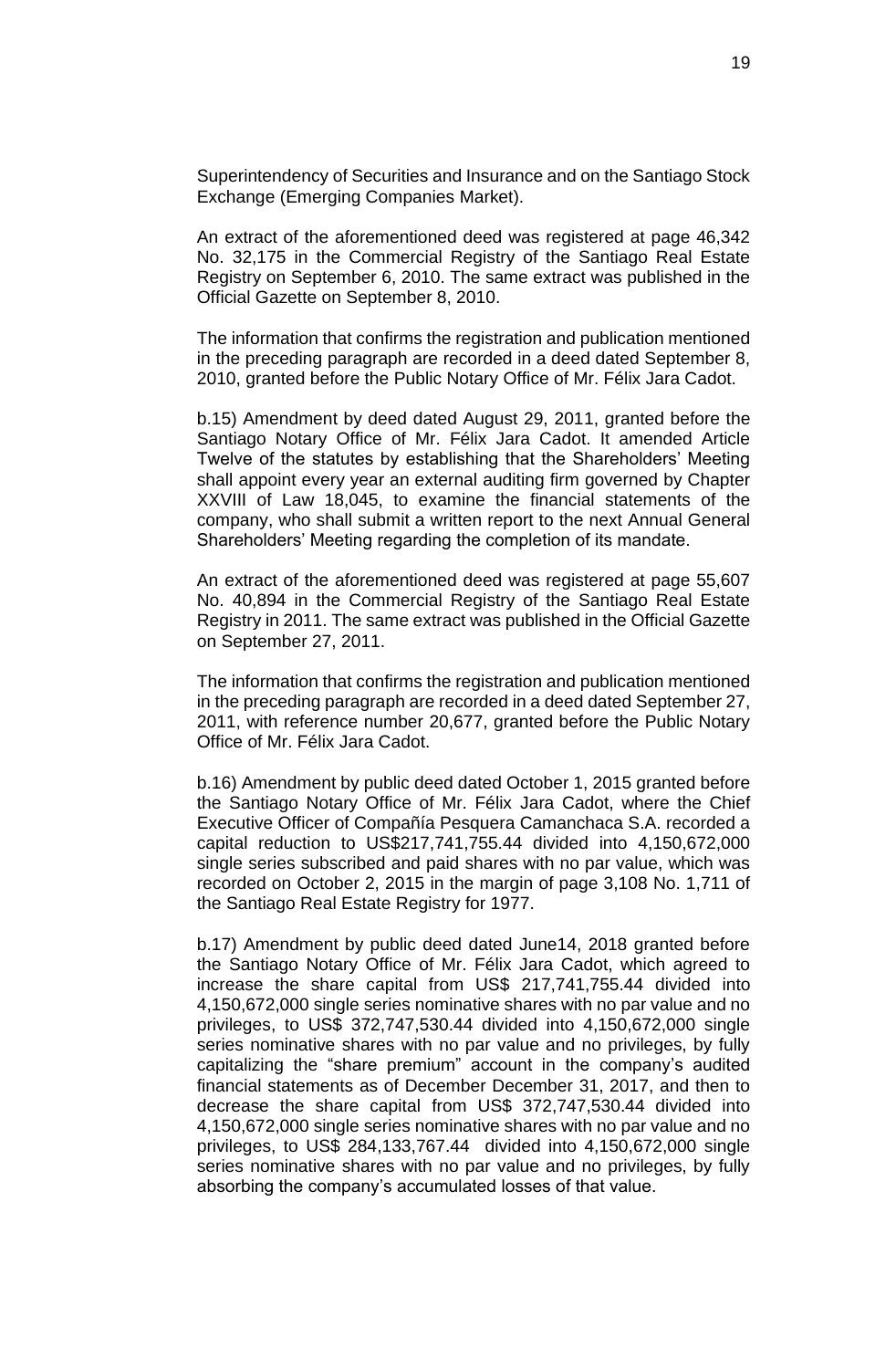Superintendency of Securities and Insurance and on the Santiago Stock Exchange (Emerging Companies Market).

An extract of the aforementioned deed was registered at page 46,342 No. 32,175 in the Commercial Registry of the Santiago Real Estate Registry on September 6, 2010. The same extract was published in the Official Gazette on September 8, 2010.

The information that confirms the registration and publication mentioned in the preceding paragraph are recorded in a deed dated September 8, 2010, granted before the Public Notary Office of Mr. Félix Jara Cadot.

b.15) Amendment by deed dated August 29, 2011, granted before the Santiago Notary Office of Mr. Félix Jara Cadot. It amended Article Twelve of the statutes by establishing that the Shareholders' Meeting shall appoint every year an external auditing firm governed by Chapter XXVIII of Law 18,045, to examine the financial statements of the company, who shall submit a written report to the next Annual General Shareholders' Meeting regarding the completion of its mandate.

An extract of the aforementioned deed was registered at page 55,607 No. 40,894 in the Commercial Registry of the Santiago Real Estate Registry in 2011. The same extract was published in the Official Gazette on September 27, 2011.

The information that confirms the registration and publication mentioned in the preceding paragraph are recorded in a deed dated September 27, 2011, with reference number 20,677, granted before the Public Notary Office of Mr. Félix Jara Cadot.

b.16) Amendment by public deed dated October 1, 2015 granted before the Santiago Notary Office of Mr. Félix Jara Cadot, where the Chief Executive Officer of Compañía Pesquera Camanchaca S.A. recorded a capital reduction to US$217,741,755.44 divided into 4,150,672,000 single series subscribed and paid shares with no par value, which was recorded on October 2, 2015 in the margin of page 3,108 No. 1,711 of the Santiago Real Estate Registry for 1977.

b.17) Amendment by public deed dated June14, 2018 granted before the Santiago Notary Office of Mr. Félix Jara Cadot, which agreed to increase the share capital from US$ 217,741,755.44 divided into 4,150,672,000 single series nominative shares with no par value and no privileges, to US$ 372,747,530.44 divided into 4,150,672,000 single series nominative shares with no par value and no privileges, by fully capitalizing the "share premium" account in the company's audited financial statements as of December December 31, 2017, and then to decrease the share capital from US$ 372,747,530.44 divided into 4,150,672,000 single series nominative shares with no par value and no privileges, to US$ 284,133,767.44 divided into 4,150,672,000 single series nominative shares with no par value and no privileges, by fully absorbing the company's accumulated losses of that value.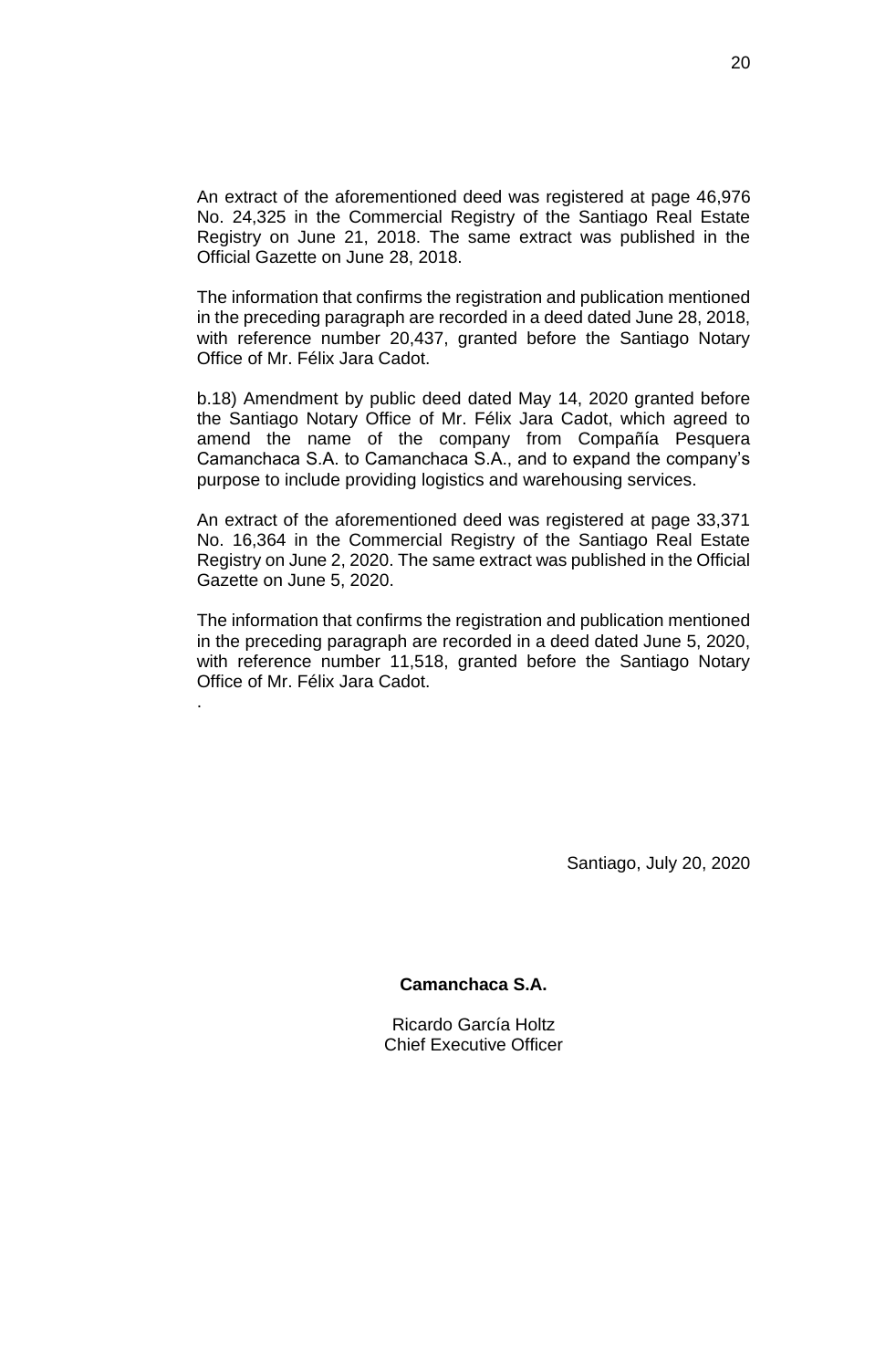An extract of the aforementioned deed was registered at page 46,976 No. 24,325 in the Commercial Registry of the Santiago Real Estate Registry on June 21, 2018. The same extract was published in the Official Gazette on June 28, 2018.

The information that confirms the registration and publication mentioned in the preceding paragraph are recorded in a deed dated June 28, 2018, with reference number 20,437, granted before the Santiago Notary Office of Mr. Félix Jara Cadot.

b.18) Amendment by public deed dated May 14, 2020 granted before the Santiago Notary Office of Mr. Félix Jara Cadot, which agreed to amend the name of the company from Compañía Pesquera Camanchaca S.A. to Camanchaca S.A., and to expand the company's purpose to include providing logistics and warehousing services.

An extract of the aforementioned deed was registered at page 33,371 No. 16,364 in the Commercial Registry of the Santiago Real Estate Registry on June 2, 2020. The same extract was published in the Official Gazette on June 5, 2020.

The information that confirms the registration and publication mentioned in the preceding paragraph are recorded in a deed dated June 5, 2020, with reference number 11,518, granted before the Santiago Notary Office of Mr. Félix Jara Cadot.

.

Santiago, July 20, 2020

**Camanchaca S.A.**

Ricardo García Holtz
Chief Executive Officer